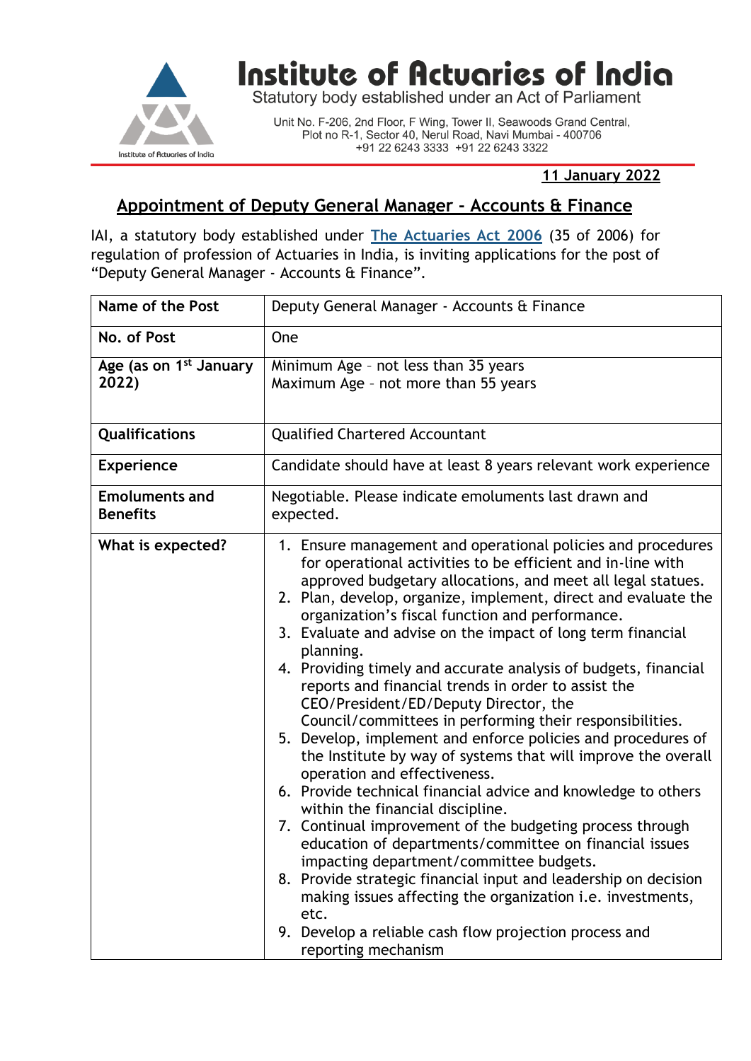# Institute of Actuaries of India

Statutory body established under an Act of Parliament

Unit No. F-206, 2nd Floor, F Wing, Tower II, Seawoods Grand Central, Plot no R-1, Sector 40, Nerul Road, Navi Mumbai - 400706
+91 22 6243 3333 +91 22 6243 3322

**11 January 2022**

## Appointment of Deputy General Manager - Accounts & Finance

IAI, a statutory body established under **The Actuaries Act 2006** (35 of 2006) for regulation of profession of Actuaries in India, is inviting applications for the post of “Deputy General Manager - Accounts & Finance”.

| **Name of the Post** | Deputy General Manager - Accounts & Finance |
|---|---|
| **No. of Post** | One |
| **Age (as on 1st January 2022)** | Minimum Age - not less than 35 years<br>Maximum Age - not more than 55 years |
| **Qualifications** | Qualified Chartered Accountant |
| **Experience** | Candidate should have at least 8 years relevant work experience |
| **Emoluments and Benefits** | Negotiable. Please indicate emoluments last drawn and expected. |
| **What is expected?** | 1. Ensure management and operational policies and procedures for operational activities to be efficient and in-line with approved budgetary allocations, and meet all legal statues.<br>2. Plan, develop, organize, implement, direct and evaluate the organization’s fiscal function and performance.<br>3. Evaluate and advise on the impact of long term financial planning.<br>4. Providing timely and accurate analysis of budgets, financial reports and financial trends in order to assist the CEO/President/ED/Deputy Director, the Council/committees in performing their responsibilities.<br>5. Develop, implement and enforce policies and procedures of the Institute by way of systems that will improve the overall operation and effectiveness.<br>6. Provide technical financial advice and knowledge to others within the financial discipline.<br>7. Continual improvement of the budgeting process through education of departments/committee on financial issues impacting department/committee budgets.<br>8. Provide strategic financial input and leadership on decision making issues affecting the organization i.e. investments, etc.<br>9. Develop a reliable cash flow projection process and reporting mechanism |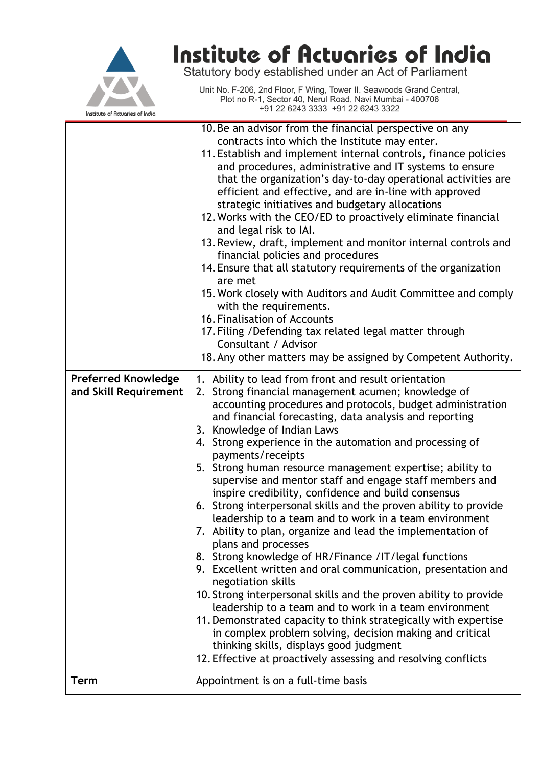| | |
|---|---|
| | 10. Be an advisor from the financial perspective on any contracts into which the Institute may enter.<br>11. Establish and implement internal controls, finance policies and procedures, administrative and IT systems to ensure that the organization's day-to-day operational activities are efficient and effective, and are in-line with approved strategic initiatives and budgetary allocations<br>12. Works with the CEO/ED to proactively eliminate financial and legal risk to IAI.<br>13. Review, draft, implement and monitor internal controls and financial policies and procedures<br>14. Ensure that all statutory requirements of the organization are met<br>15. Work closely with Auditors and Audit Committee and comply with the requirements.<br>16. Finalisation of Accounts<br>17. Filing /Defending tax related legal matter through Consultant / Advisor<br>18. Any other matters may be assigned by Competent Authority. |
| **Preferred Knowledge and Skill Requirement** | 1. Ability to lead from front and result orientation<br>2. Strong financial management acumen; knowledge of accounting procedures and protocols, budget administration and financial forecasting, data analysis and reporting<br>3. Knowledge of Indian Laws<br>4. Strong experience in the automation and processing of payments/receipts<br>5. Strong human resource management expertise; ability to supervise and mentor staff and engage staff members and inspire credibility, confidence and build consensus<br>6. Strong interpersonal skills and the proven ability to provide leadership to a team and to work in a team environment<br>7. Ability to plan, organize and lead the implementation of plans and processes<br>8. Strong knowledge of HR/Finance /IT/legal functions<br>9. Excellent written and oral communication, presentation and negotiation skills<br>10. Strong interpersonal skills and the proven ability to provide leadership to a team and to work in a team environment<br>11. Demonstrated capacity to think strategically with expertise in complex problem solving, decision making and critical thinking skills, displays good judgment<br>12. Effective at proactively assessing and resolving conflicts |
| **Term** | Appointment is on a full-time basis |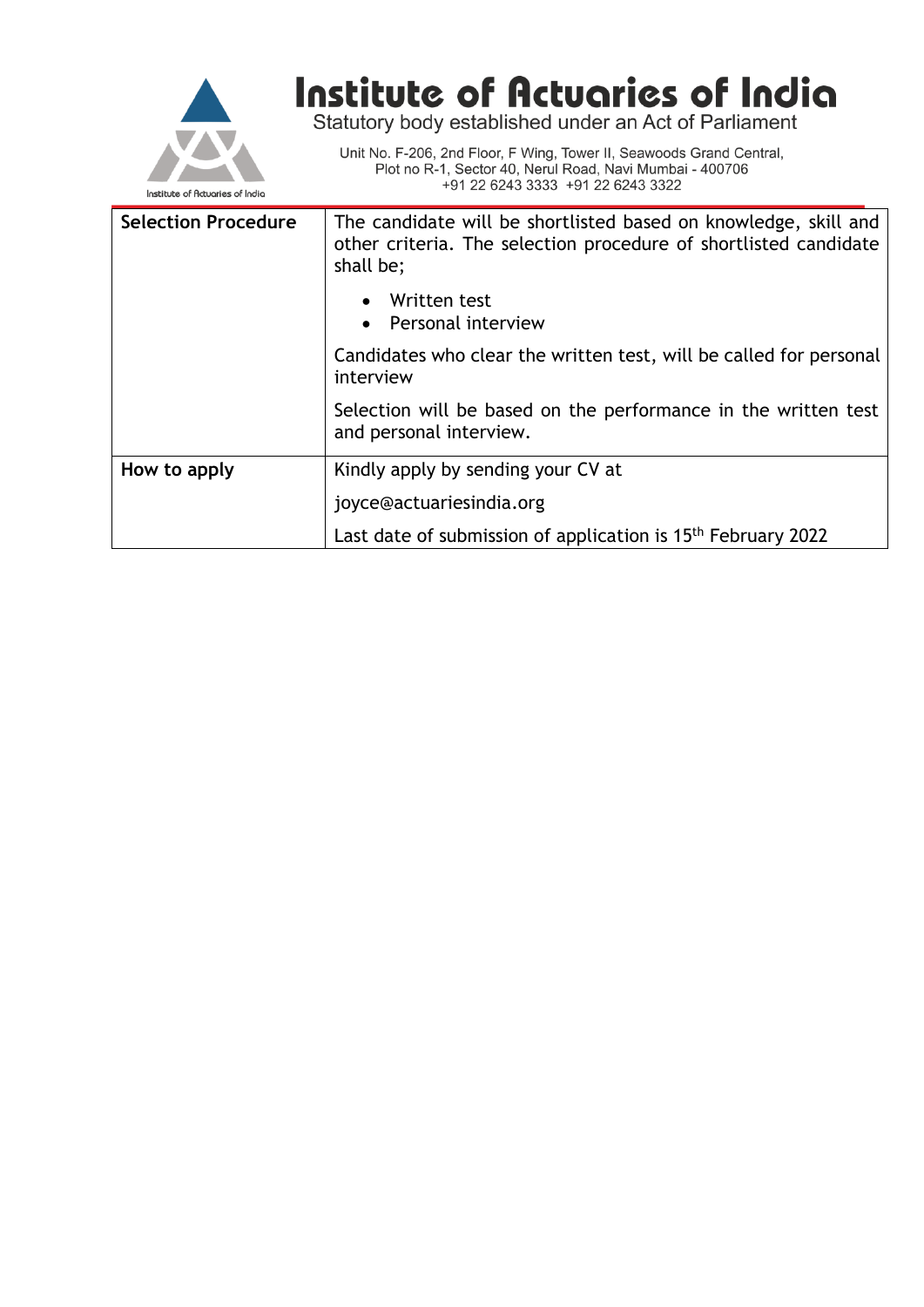| | |
|---|---|
| **Selection Procedure** | The candidate will be shortlisted based on knowledge, skill and other criteria. The selection procedure of shortlisted candidate shall be;<br>• Written test<br>• Personal interview<br>Candidates who clear the written test, will be called for personal interview<br>Selection will be based on the performance in the written test and personal interview. |
| **How to apply** | Kindly apply by sending your CV at<br>joyce@actuariesindia.org<br>Last date of submission of application is 15th February 2022 |